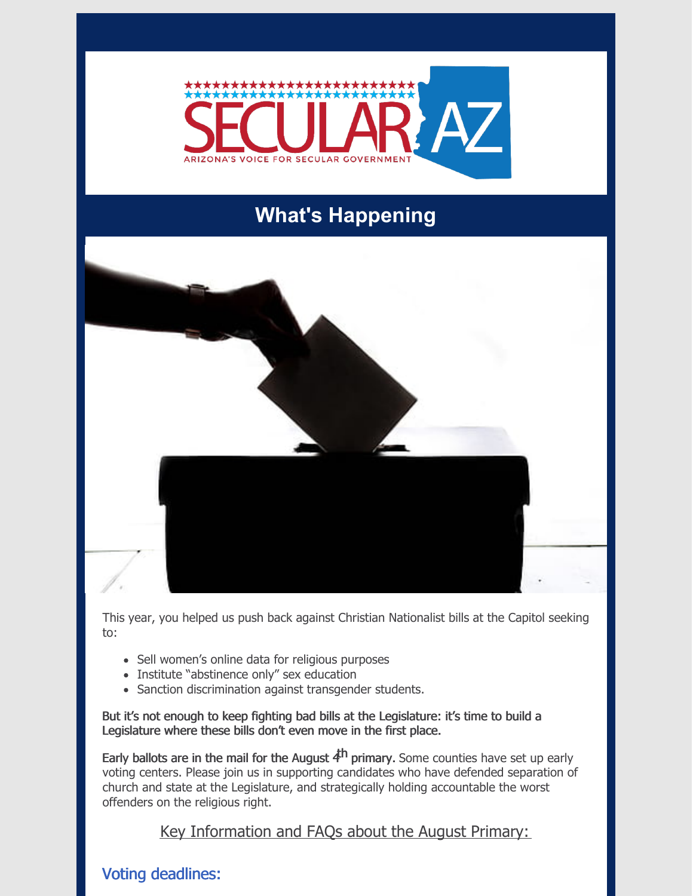# What's Happening

This year, you helped us push back against Christian Nationalist bills at the Capitol seeking to:

- Sell women's online data for religious purposes
- Institute "abstinence only" sex education
- Sanction discrimination against transgender students.

**But it's not enough to keep fighting bad bills at the Legislature: it's time to build a Legislature where these bills don't even move in the first place.**

**Early ballots are in the mail for the August 4th primary.** Some counties have set up early voting centers. Please join us in supporting candidates who have defended separation of church and state at the Legislature, and strategically holding accountable the worst offenders on the religious right.

Key Information and FAQs about the August Primary:

## Voting deadlines: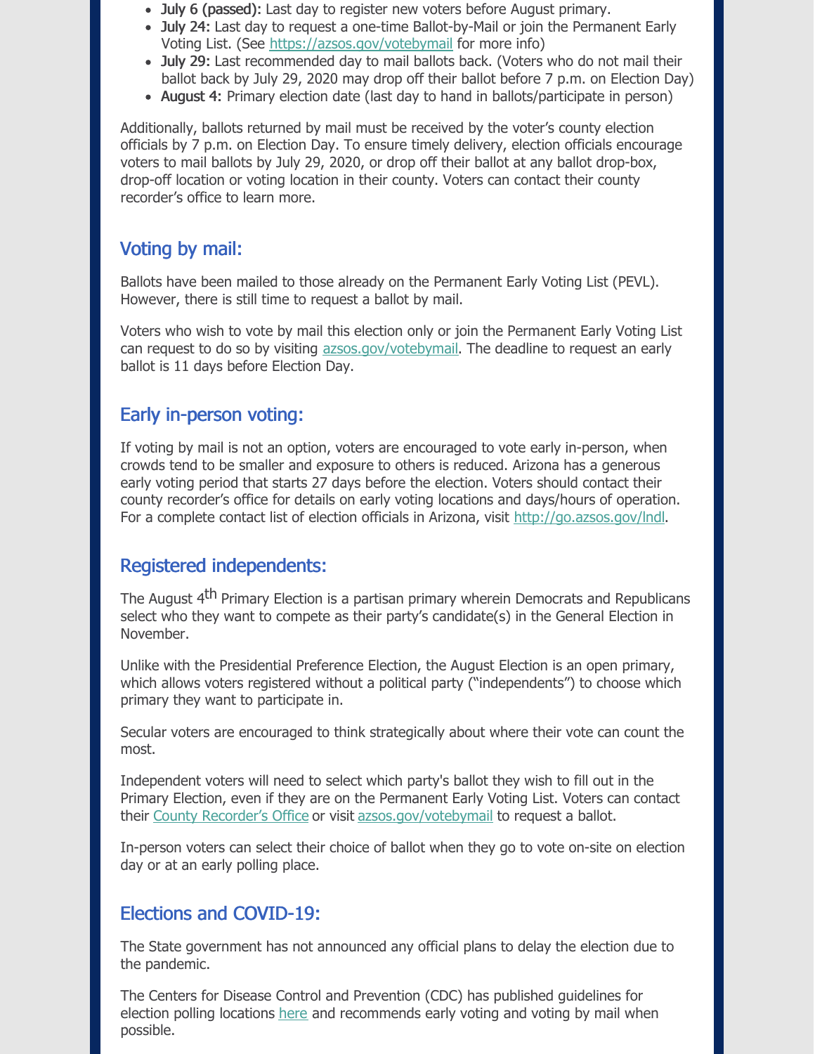- **July 6 (passed):** Last day to register new voters before August primary.
- **July 24:** Last day to request a one-time Ballot-by-Mail or join the Permanent Early Voting List. (See https://azsos.gov/votebymail for more info)
- **July 29:** Last recommended day to mail ballots back. (Voters who do not mail their ballot back by July 29, 2020 may drop off their ballot before 7 p.m. on Election Day)
- **August 4:** Primary election date (last day to hand in ballots/participate in person)

Additionally, ballots returned by mail must be received by the voter's county election officials by 7 p.m. on Election Day. To ensure timely delivery, election officials encourage voters to mail ballots by July 29, 2020, or drop off their ballot at any ballot drop-box, drop-off location or voting location in their county. Voters can contact their county recorder's office to learn more.

## Voting by mail:

Ballots have been mailed to those already on the Permanent Early Voting List (PEVL). However, there is still time to request a ballot by mail.

Voters who wish to vote by mail this election only or join the Permanent Early Voting List can request to do so by visiting azsos.gov/votebymail. The deadline to request an early ballot is 11 days before Election Day.

## Early in-person voting:

If voting by mail is not an option, voters are encouraged to vote early in-person, when crowds tend to be smaller and exposure to others is reduced. Arizona has a generous early voting period that starts 27 days before the election. Voters should contact their county recorder's office for details on early voting locations and days/hours of operation. For a complete contact list of election officials in Arizona, visit http://go.azsos.gov/lndl.

## Registered independents:

The August 4th Primary Election is a partisan primary wherein Democrats and Republicans select who they want to compete as their party's candidate(s) in the General Election in November.

Unlike with the Presidential Preference Election, the August Election is an open primary, which allows voters registered without a political party ("independents") to choose which primary they want to participate in.

Secular voters are encouraged to think strategically about where their vote can count the most.

Independent voters will need to select which party's ballot they wish to fill out in the Primary Election, even if they are on the Permanent Early Voting List. Voters can contact their County Recorder's Office or visit azsos.gov/votebymail to request a ballot.

In-person voters can select their choice of ballot when they go to vote on-site on election day or at an early polling place.

## Elections and COVID-19:

The State government has not announced any official plans to delay the election due to the pandemic.

The Centers for Disease Control and Prevention (CDC) has published guidelines for election polling locations here and recommends early voting and voting by mail when possible.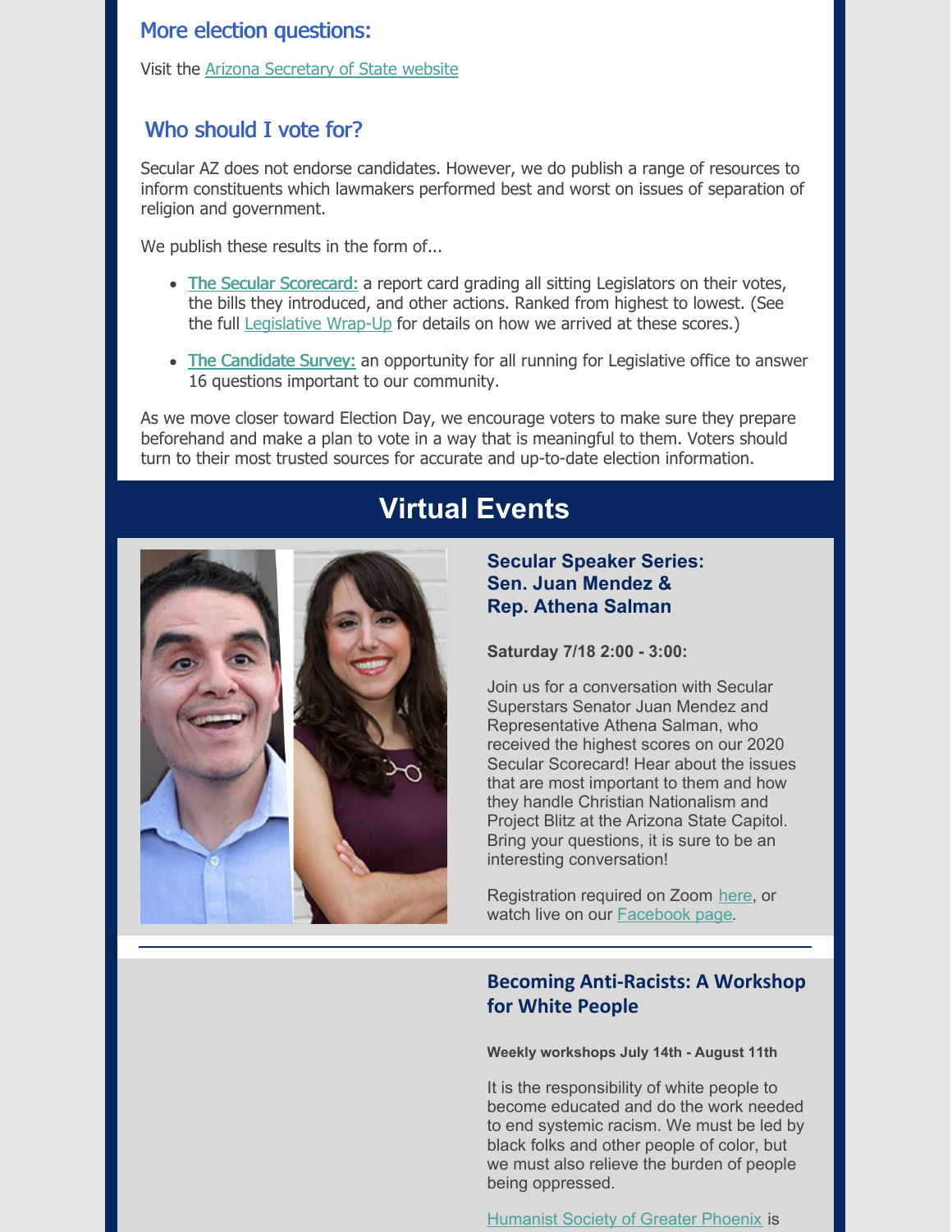## More election questions:

Visit the Arizona Secretary of State website

## Who should I vote for?

Secular AZ does not endorse candidates. However, we do publish a range of resources to inform constituents which lawmakers performed best and worst on issues of separation of religion and government.

We publish these results in the form of...

- **The Secular Scorecard:** a report card grading all sitting Legislators on their votes, the bills they introduced, and other actions. Ranked from highest to lowest. (See the full Legislative Wrap-Up for details on how we arrived at these scores.)
- **The Candidate Survey:** an opportunity for all running for Legislative office to answer 16 questions important to our community.

As we move closer toward Election Day, we encourage voters to make sure they prepare beforehand and make a plan to vote in a way that is meaningful to them. Voters should turn to their most trusted sources for accurate and up-to-date election information.

# Virtual Events

### Secular Speaker Series: Sen. Juan Mendez & Rep. Athena Salman

**Saturday 7/18 2:00 - 3:00:**

Join us for a conversation with Secular Superstars Senator Juan Mendez and Representative Athena Salman, who received the highest scores on our 2020 Secular Scorecard! Hear about the issues that are most important to them and how they handle Christian Nationalism and Project Blitz at the Arizona State Capitol. Bring your questions, it is sure to be an interesting conversation!

Registration required on Zoom here, or watch live on our Facebook page.

---

### Becoming Anti-Racists: A Workshop for White People

**Weekly workshops July 14th - August 11th**

It is the responsibility of white people to become educated and do the work needed to end systemic racism. We must be led by black folks and other people of color, but we must also relieve the burden of people being oppressed.

Humanist Society of Greater Phoenix is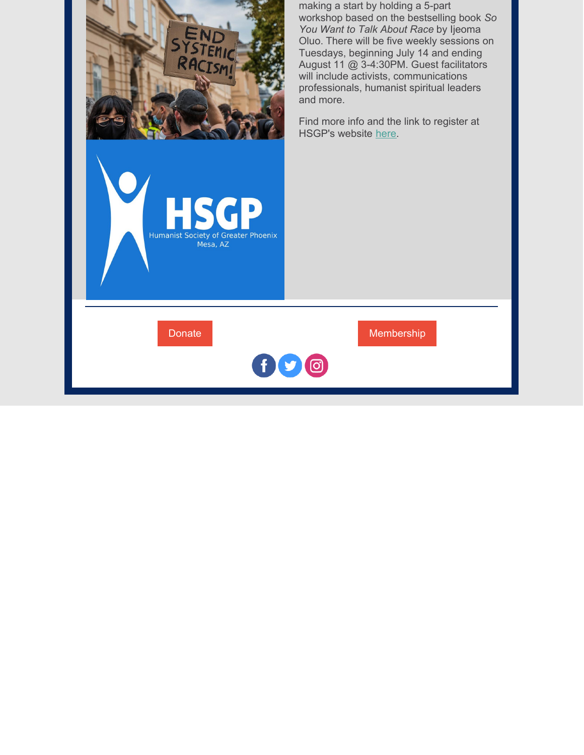making a start by holding a 5-part workshop based on the bestselling book *So You Want to Talk About Race* by Ijeoma Oluo. There will be five weekly sessions on Tuesdays, beginning July 14 and ending August 11 @ 3-4:30PM. Guest facilitators will include activists, communications professionals, humanist spiritual leaders and more.

Find more info and the link to register at HSGP's website here.

Donate

Membership